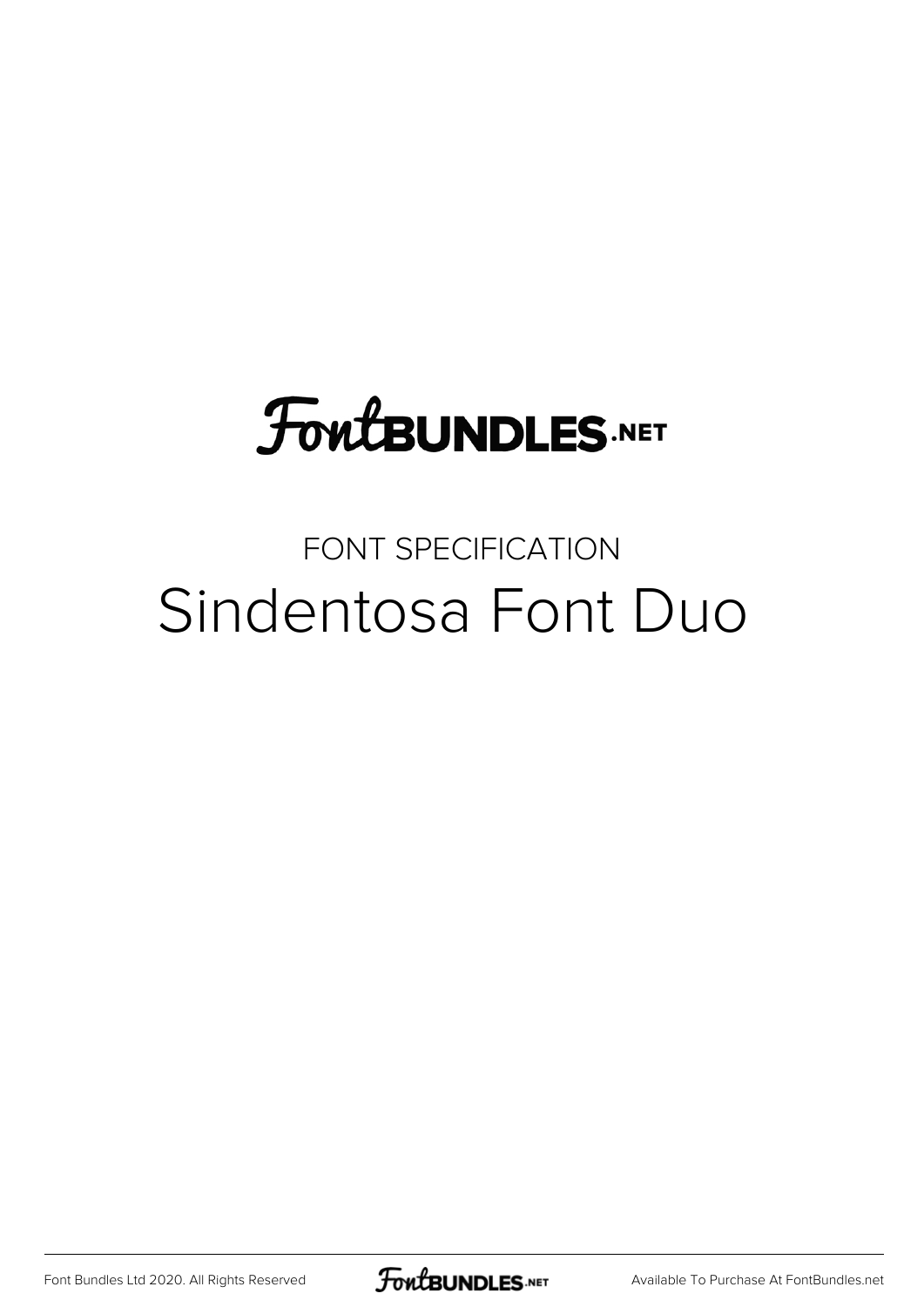FontBUNDLES.NET

FONT SPECIFICATION

# Sindentosa Font Duo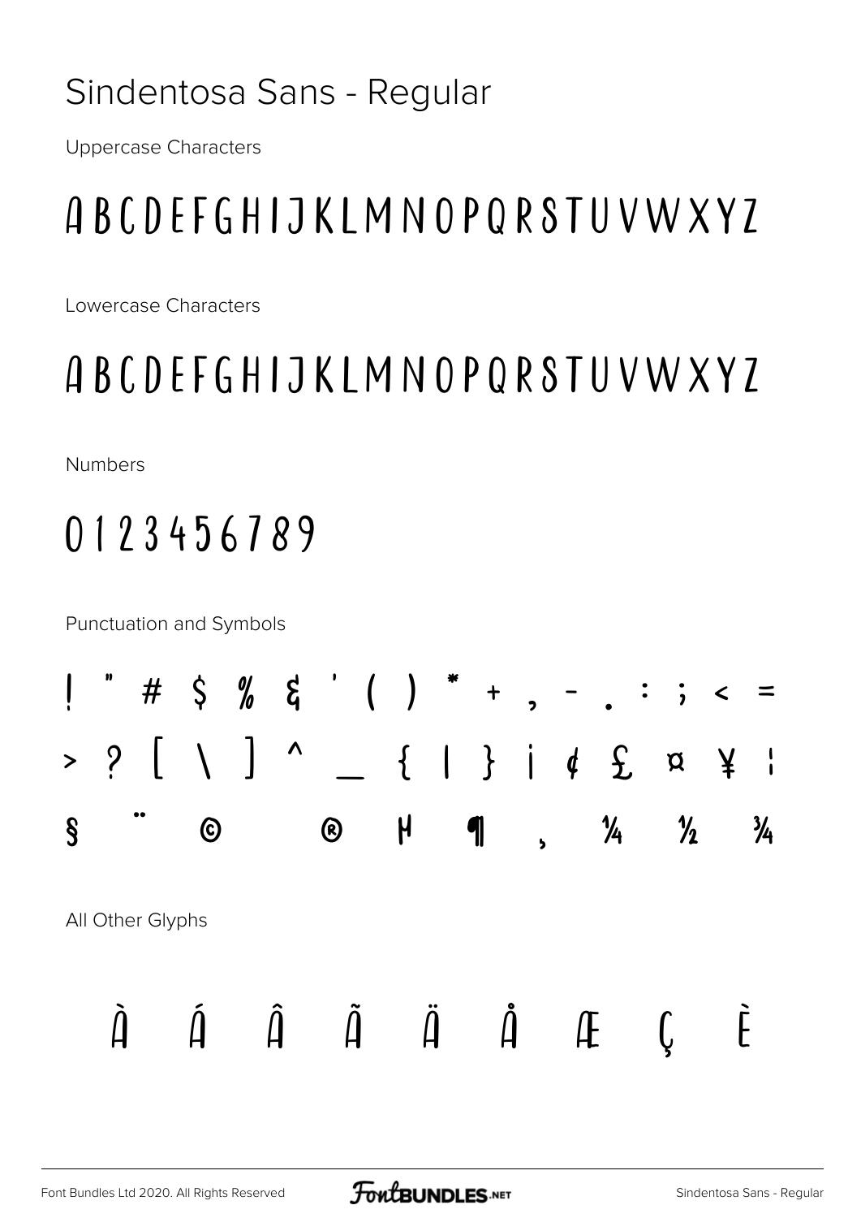# Sindentosa Sans - Regular

Uppercase Characters

ABCDEFGHIJKLMNOPQRSTUVWXYZ

Lowercase Characters

ABCDEFGHIJKLMNOPQRSTUVWXYZ

Numbers

0123456789

Punctuation and Symbols

! " # $ % & ' ( ) * + , - . : ; < =

> ? [ \ ] ^ _ { | } ¡ ¢ £ ¤ ¥ ¦

§ ¨ © ® µ ¶ ¸ ¼ ½ ¾

All Other Glyphs

À Á Â Ã Ä Å Æ Ç È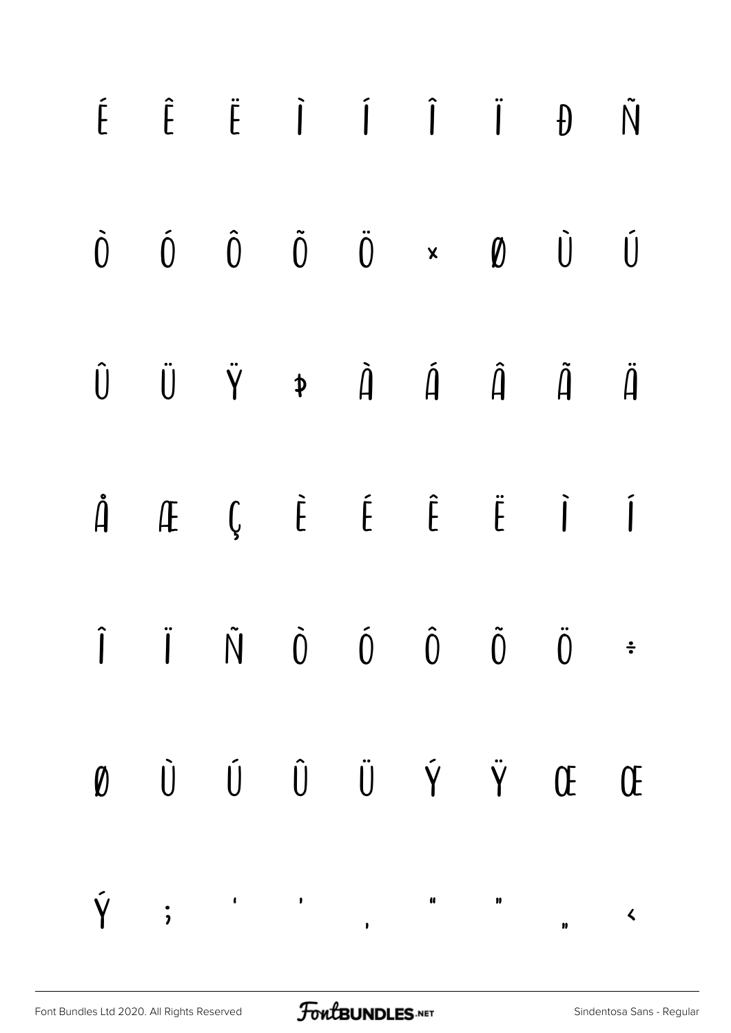É Ê Ë Ì Í Î Ï Ð Ñ

Ò Ó Ô Õ Ö × Ø Ù Ú

Û Ü Ý Þ à á â ã ä

å æ ç è é ê ë ì í

î ï ñ ò ó ô õ ö ÷

ø ù ú û ü ý ÿ Œ œ

Ÿ ; ' ' ‚ " " „ ‹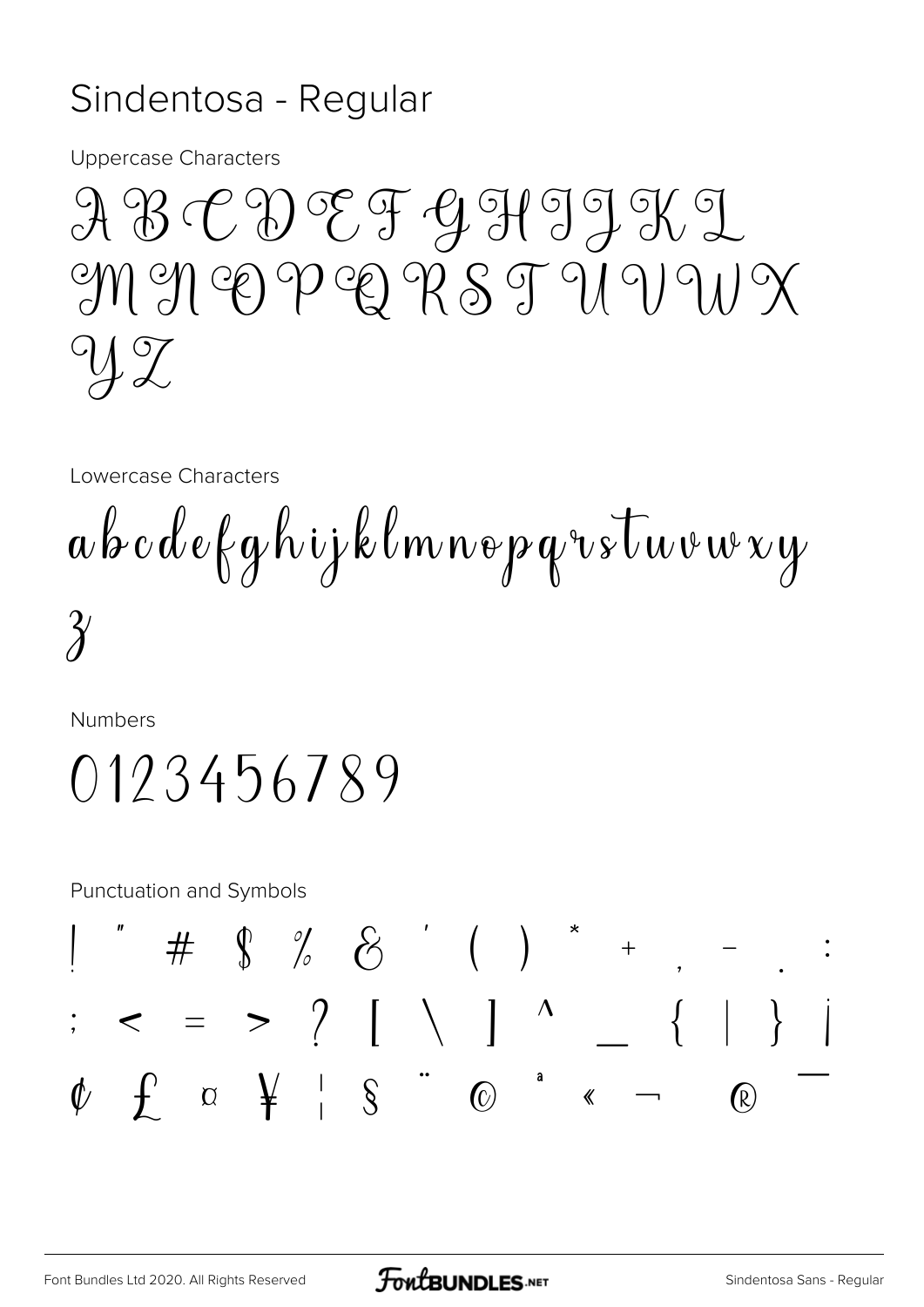# Sindentosa - Regular

Uppercase Characters

A B C D E F G H I J K L
M N O P Q R S T U V W X
Y Z

Lowercase Characters

a b c d e f g h i j k l m n o p q r s t u v w x y
z

Numbers

0 1 2 3 4 5 6 7 8 9

Punctuation and Symbols

! " # $ % & ' ( ) * + , - . :
; < = > ? [ \ ] ^ _ { | } ¡
¢ £ ¤ ¥ ¦ § ¨ © ª « ¬ ® ¯

Font Bundles Ltd 2020. All Rights Reserved

Sindentosa Sans - Regular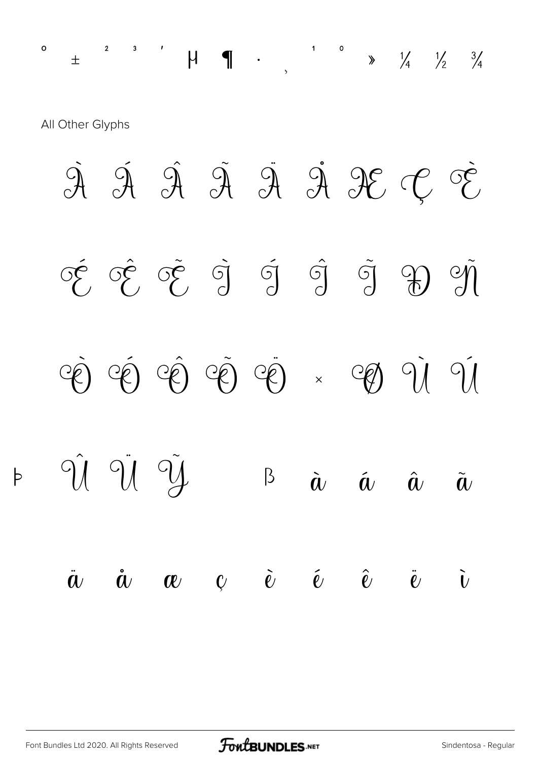° ± ² ³ ´ µ ¶ · ¸ ¹ º » ¼ ½ ¾

All Other Glyphs

À Á Â Ã Ä Å Æ Ç È

É Ê Ë Ì Í Î Ï Ð Ñ

Ò Ó Ô Õ Ö × Ø Ù Ú

Þ Û Ü Ý ß à á â ã

ä å æ ç è é ê ë ì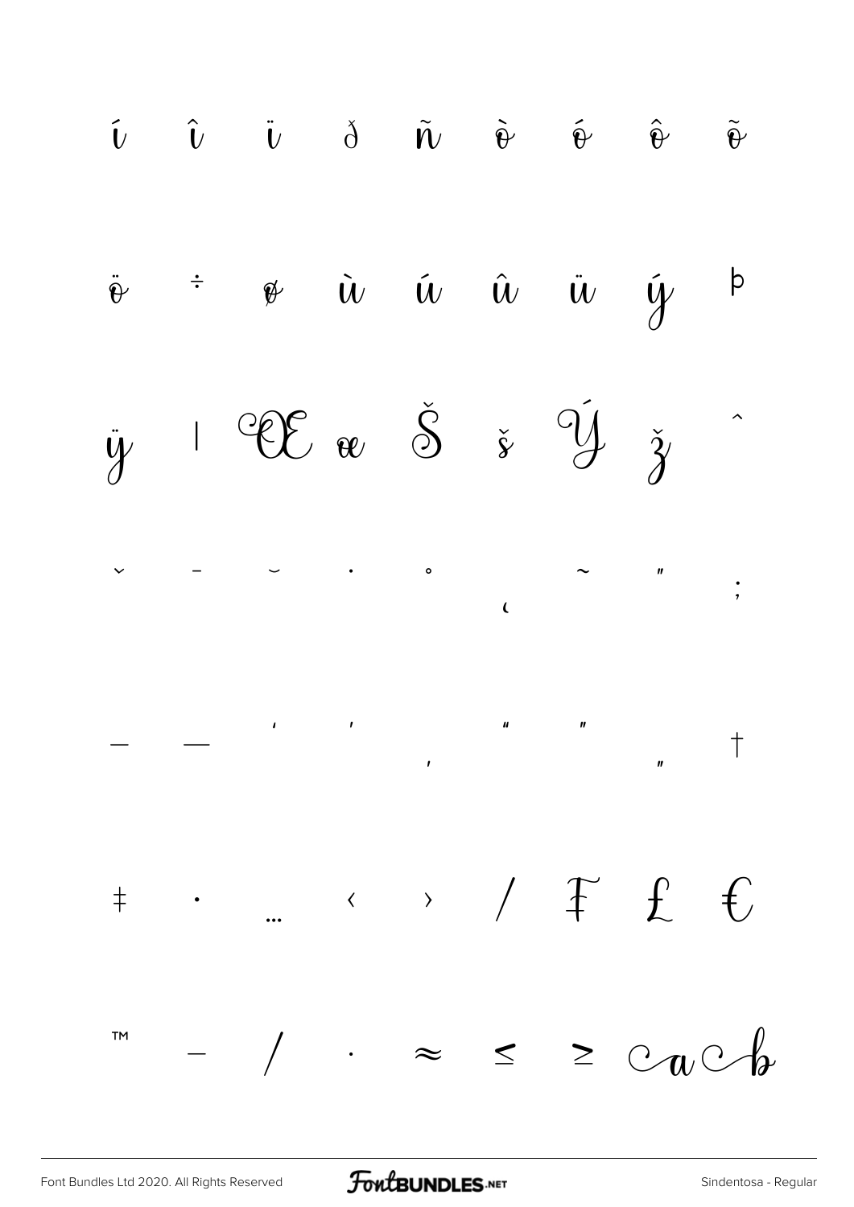í î ï ð ñ ò ó ô õ

ö ÷ ø ù ú û ü ý þ

ÿ ı Œ œ Š š Ÿ ž ˆ

ˇ ¯ ˘ ˙ ˚ ˛ ˜ ˝ ;

– — ' ' ‚ " " „ †

‡ • … ‹ › ⁄ ₣ ₤ €

™ − ∕ ∙ ≈ ≤ ≥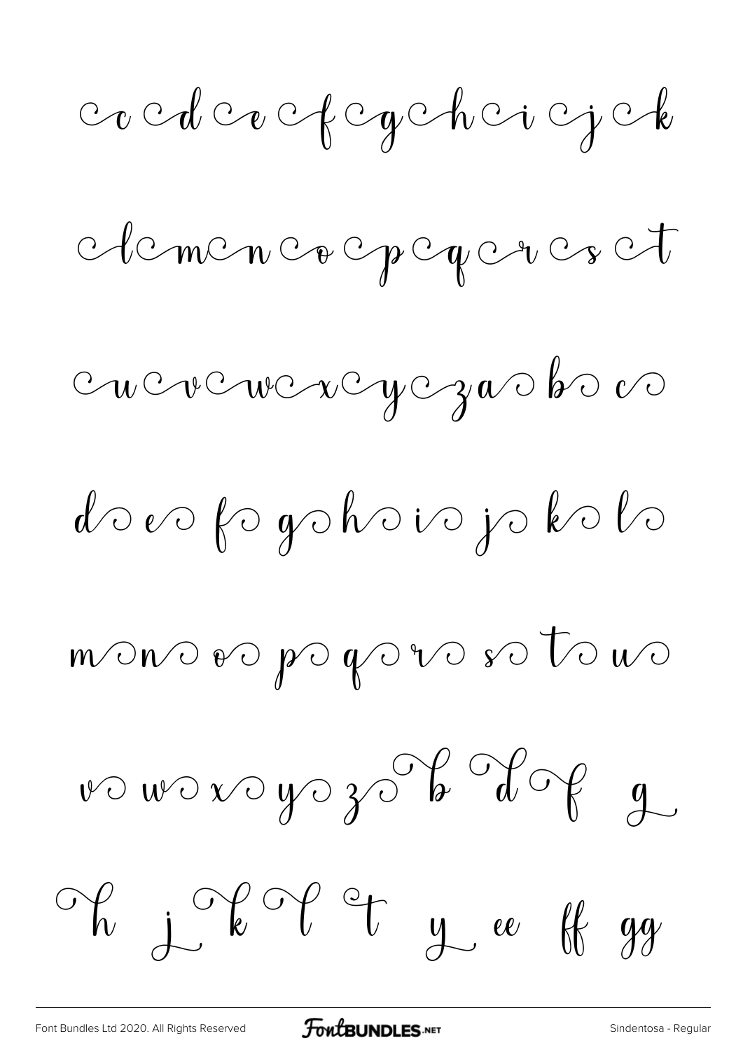cc cd ce cf cg ch ci cj ck

cl cm cn co cp cq cr cs ct

cu cv cw cx cy cz a b c

d e f g h i j k l

m n o p q r s t u

v w x y z b d f g

h j k l t y ee ff gg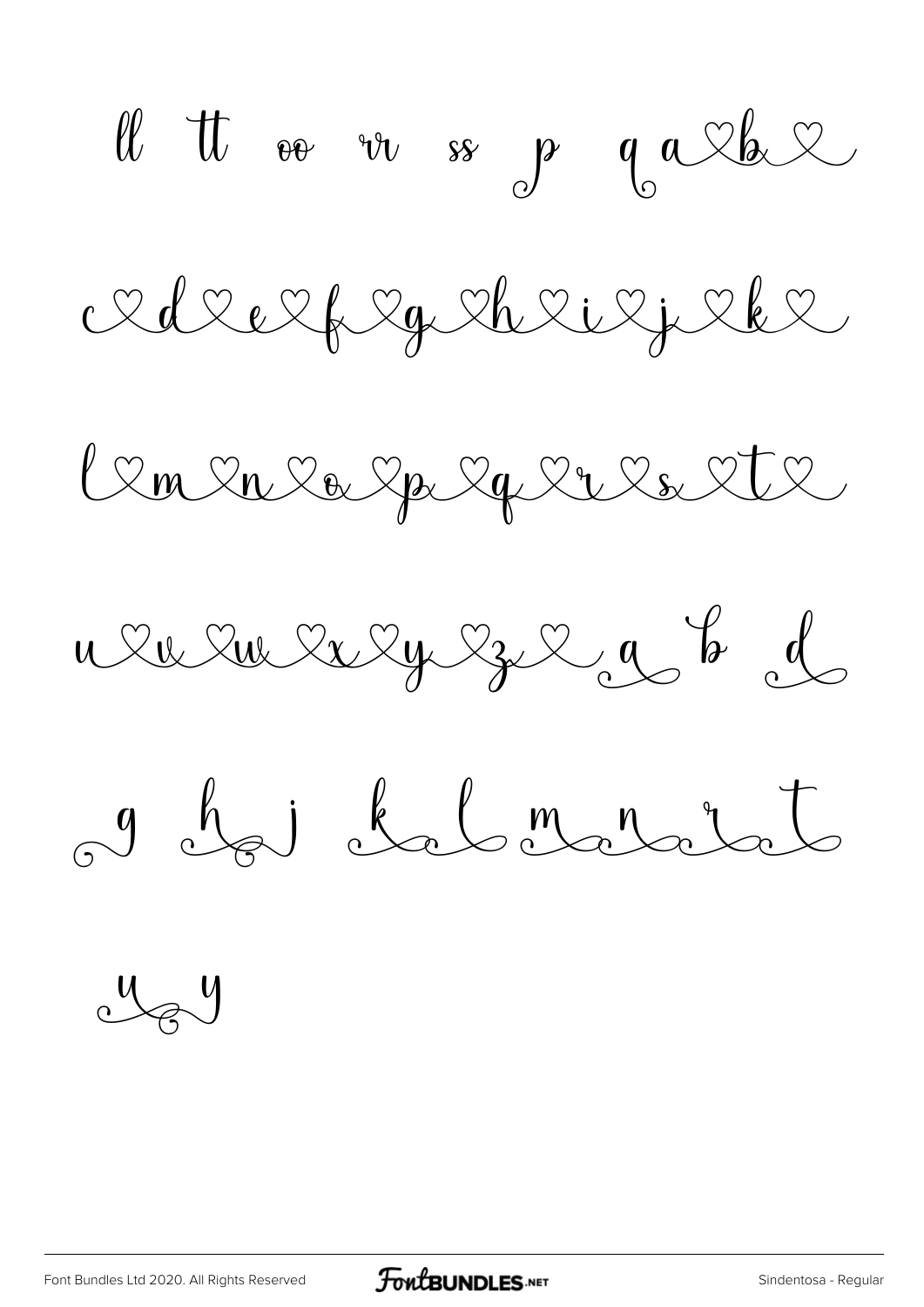ll tt oo vv ss p q a b

c d e f g h i j k

l m n o p q r s t

u v w x y z a b d

g h j k l m n r t

u y